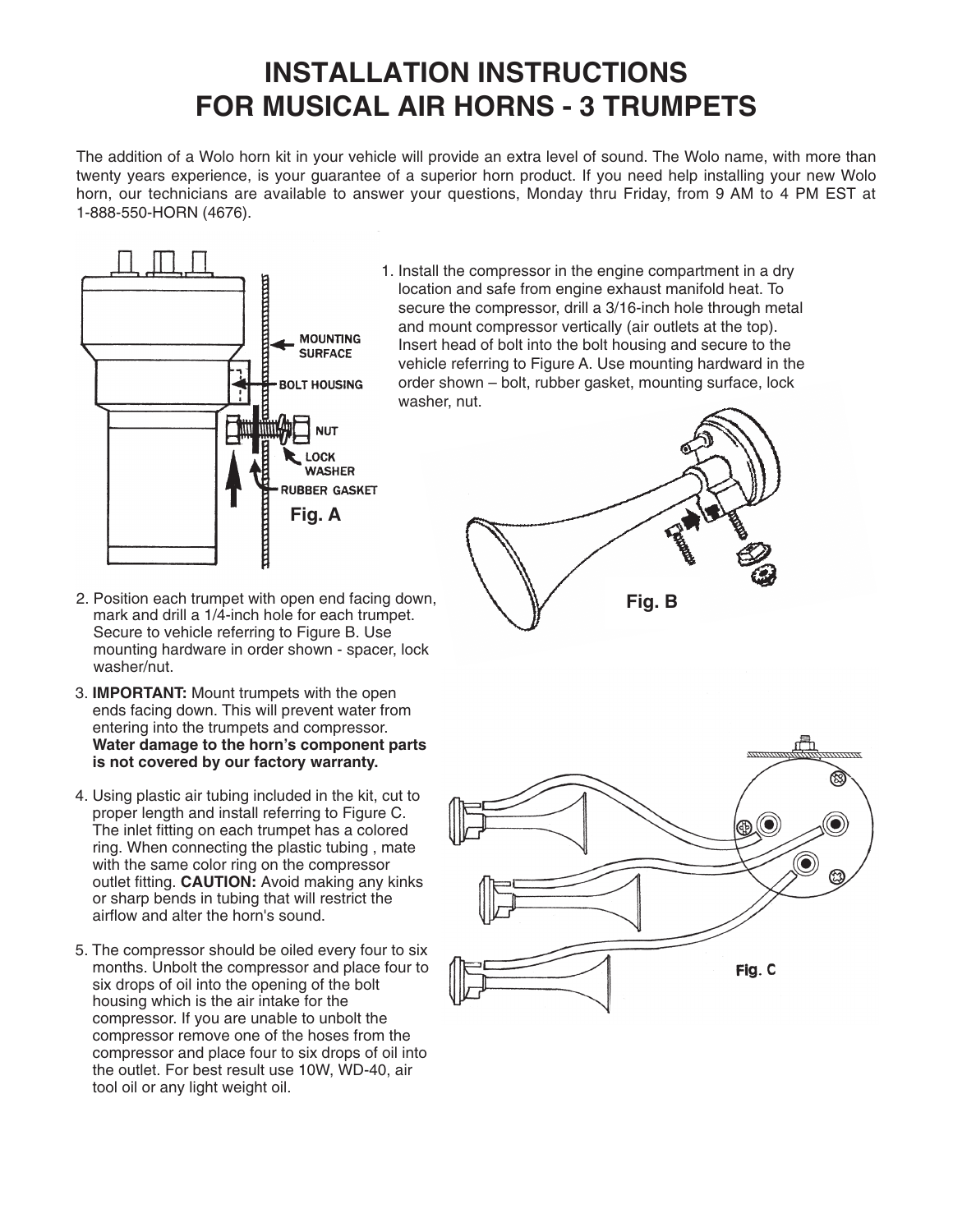# INSTALLATION INSTRUCTIONS
# FOR MUSICAL AIR HORNS - 3 TRUMPETS

The addition of a Wolo horn kit in your vehicle will provide an extra level of sound. The Wolo name, with more than twenty years experience, is your guarantee of a superior horn product. If you need help installing your new Wolo horn, our technicians are available to answer your questions, Monday thru Friday, from 9 AM to 4 PM EST at 1-888-550-HORN (4676).

MOUNTING SURFACE

BOLT HOUSING

NUT

LOCK WASHER

RUBBER GASKET

Fig. A

1. Install the compressor in the engine compartment in a dry location and safe from engine exhaust manifold heat. To secure the compressor, drill a 3/16-inch hole through metal and mount compressor vertically (air outlets at the top). Insert head of bolt into the bolt housing and secure to the vehicle referring to Figure A. Use mounting hardward in the order shown – bolt, rubber gasket, mounting surface, lock washer, nut.

Fig. B

2. Position each trumpet with open end facing down, mark and drill a 1/4-inch hole for each trumpet. Secure to vehicle referring to Figure B. Use mounting hardware in order shown - spacer, lock washer/nut.

3. **IMPORTANT:** Mount trumpets with the open ends facing down. This will prevent water from entering into the trumpets and compressor. **Water damage to the horn's component parts is not covered by our factory warranty.**

4. Using plastic air tubing included in the kit, cut to proper length and install referring to Figure C. The inlet fitting on each trumpet has a colored ring. When connecting the plastic tubing , mate with the same color ring on the compressor outlet fitting. **CAUTION:** Avoid making any kinks or sharp bends in tubing that will restrict the airflow and alter the horn's sound.

5. The compressor should be oiled every four to six months. Unbolt the compressor and place four to six drops of oil into the opening of the bolt housing which is the air intake for the compressor. If you are unable to unbolt the compressor remove one of the hoses from the compressor and place four to six drops of oil into the outlet. For best result use 10W, WD-40, air tool oil or any light weight oil.

Fig. C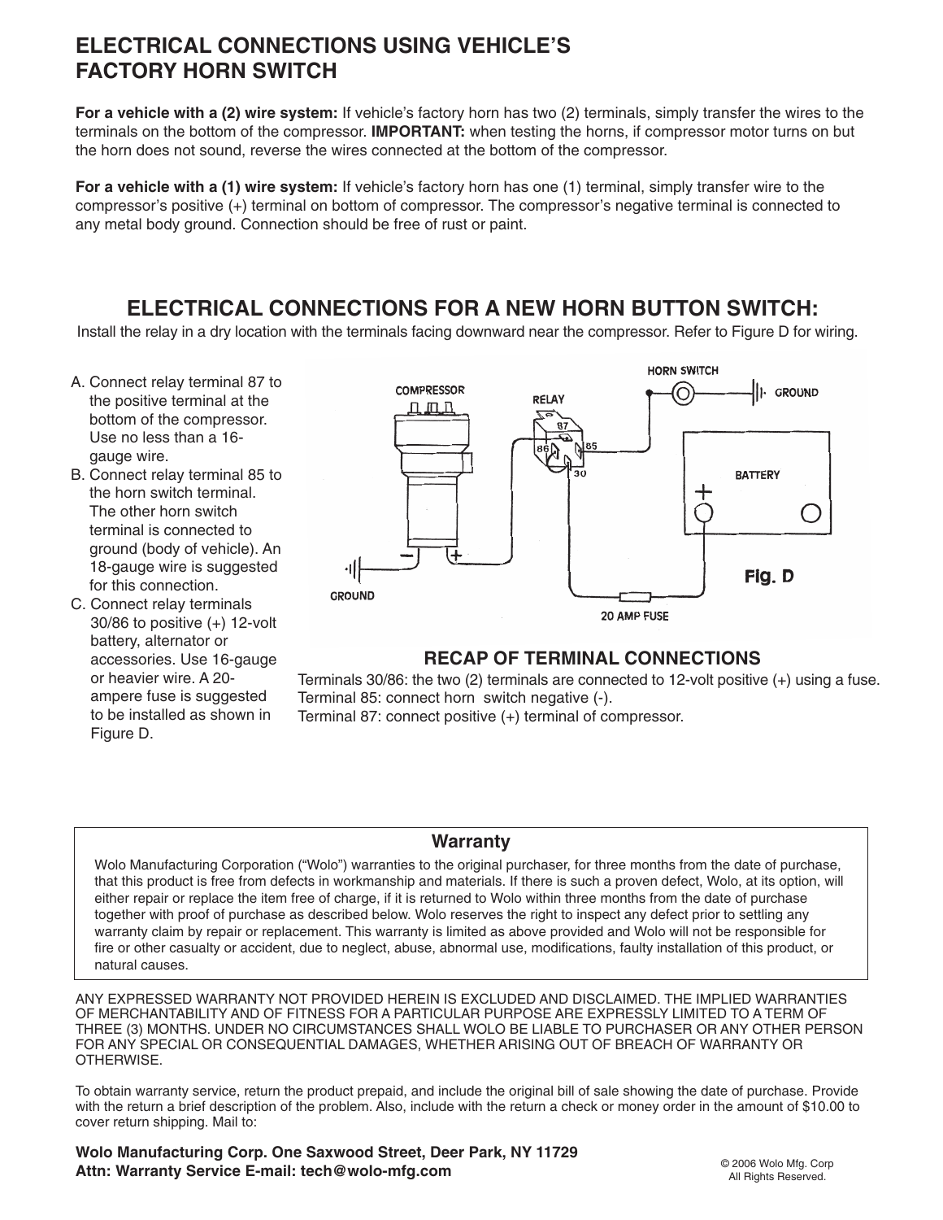# ELECTRICAL CONNECTIONS USING VEHICLE'S FACTORY HORN SWITCH

**For a vehicle with a (2) wire system:** If vehicle's factory horn has two (2) terminals, simply transfer the wires to the terminals on the bottom of the compressor. **IMPORTANT:** when testing the horns, if compressor motor turns on but the horn does not sound, reverse the wires connected at the bottom of the compressor.

**For a vehicle with a (1) wire system:** If vehicle's factory horn has one (1) terminal, simply transfer wire to the compressor's positive (+) terminal on bottom of compressor. The compressor's negative terminal is connected to any metal body ground. Connection should be free of rust or paint.

## ELECTRICAL CONNECTIONS FOR A NEW HORN BUTTON SWITCH:

Install the relay in a dry location with the terminals facing downward near the compressor. Refer to Figure D for wiring.

A. Connect relay terminal 87 to the positive terminal at the bottom of the compressor. Use no less than a 16-gauge wire.
B. Connect relay terminal 85 to the horn switch terminal. The other horn switch terminal is connected to ground (body of vehicle). An 18-gauge wire is suggested for this connection.
C. Connect relay terminals 30/86 to positive (+) 12-volt battery, alternator or accessories. Use 16-gauge or heavier wire. A 20-ampere fuse is suggested to be installed as shown in Figure D.

COMPRESSOR
RELAY
87
86
85
30
HORN SWITCH
GROUND
BATTERY
GROUND
20 AMP FUSE
Fig. D

### RECAP OF TERMINAL CONNECTIONS

Terminals 30/86: the two (2) terminals are connected to 12-volt positive (+) using a fuse.
Terminal 85: connect horn switch negative (-).
Terminal 87: connect positive (+) terminal of compressor.

### Warranty

Wolo Manufacturing Corporation ("Wolo") warranties to the original purchaser, for three months from the date of purchase, that this product is free from defects in workmanship and materials. If there is such a proven defect, Wolo, at its option, will either repair or replace the item free of charge, if it is returned to Wolo within three months from the date of purchase together with proof of purchase as described below. Wolo reserves the right to inspect any defect prior to settling any warranty claim by repair or replacement. This warranty is limited as above provided and Wolo will not be responsible for fire or other casualty or accident, due to neglect, abuse, abnormal use, modifications, faulty installation of this product, or natural causes.

ANY EXPRESSED WARRANTY NOT PROVIDED HEREIN IS EXCLUDED AND DISCLAIMED. THE IMPLIED WARRANTIES OF MERCHANTABILITY AND OF FITNESS FOR A PARTICULAR PURPOSE ARE EXPRESSLY LIMITED TO A TERM OF THREE (3) MONTHS. UNDER NO CIRCUMSTANCES SHALL WOLO BE LIABLE TO PURCHASER OR ANY OTHER PERSON FOR ANY SPECIAL OR CONSEQUENTIAL DAMAGES, WHETHER ARISING OUT OF BREACH OF WARRANTY OR OTHERWISE.

To obtain warranty service, return the product prepaid, and include the original bill of sale showing the date of purchase. Provide with the return a brief description of the problem. Also, include with the return a check or money order in the amount of $10.00 to cover return shipping. Mail to:

**Wolo Manufacturing Corp. One Saxwood Street, Deer Park, NY 11729**
**Attn: Warranty Service E-mail: tech@wolo-mfg.com**

© 2006 Wolo Mfg. Corp
All Rights Reserved.